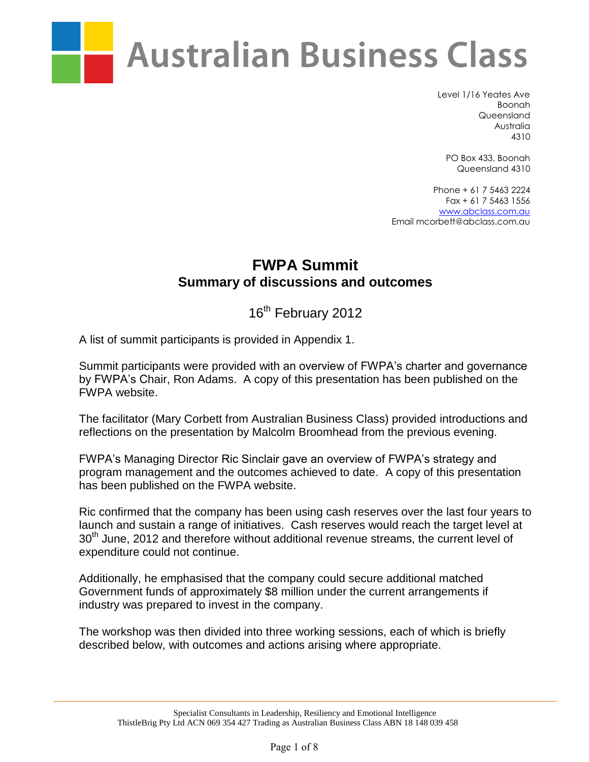# Australian Business Class

Level 1/16 Yeates Ave
Boonah
Queensland
Australia
4310

PO Box 433, Boonah
Queensland 4310

Phone + 61 7 5463 2224
Fax + 61 7 5463 1556
www.abclass.com.au
Email mcorbett@abclass.com.au

## FWPA Summit
### Summary of discussions and outcomes

16th February 2012

A list of summit participants is provided in Appendix 1.

Summit participants were provided with an overview of FWPA's charter and governance by FWPA's Chair, Ron Adams. A copy of this presentation has been published on the FWPA website.

The facilitator (Mary Corbett from Australian Business Class) provided introductions and reflections on the presentation by Malcolm Broomhead from the previous evening.

FWPA's Managing Director Ric Sinclair gave an overview of FWPA's strategy and program management and the outcomes achieved to date. A copy of this presentation has been published on the FWPA website.

Ric confirmed that the company has been using cash reserves over the last four years to launch and sustain a range of initiatives. Cash reserves would reach the target level at 30th June, 2012 and therefore without additional revenue streams, the current level of expenditure could not continue.

Additionally, he emphasised that the company could secure additional matched Government funds of approximately $8 million under the current arrangements if industry was prepared to invest in the company.

The workshop was then divided into three working sessions, each of which is briefly described below, with outcomes and actions arising where appropriate.

Specialist Consultants in Leadership, Resiliency and Emotional Intelligence
ThistleBrig Pty Ltd ACN 069 354 427 Trading as Australian Business Class ABN 18 148 039 458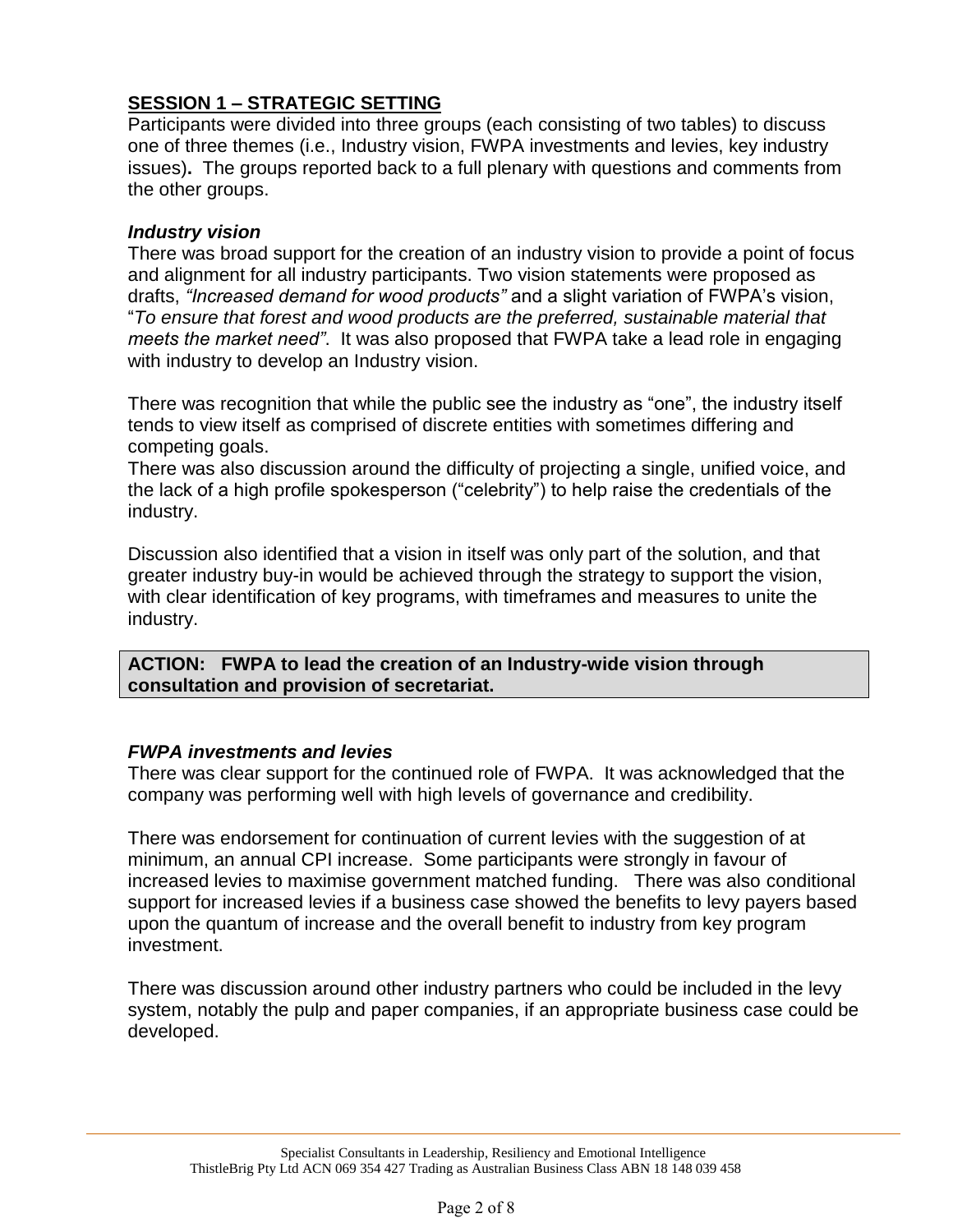## SESSION 1 – STRATEGIC SETTING

Participants were divided into three groups (each consisting of two tables) to discuss one of three themes (i.e., Industry vision, FWPA investments and levies, key industry issues)**.** The groups reported back to a full plenary with questions and comments from the other groups.

### *Industry vision*

There was broad support for the creation of an industry vision to provide a point of focus and alignment for all industry participants. Two vision statements were proposed as drafts, *"Increased demand for wood products"* and a slight variation of FWPA's vision, "*To ensure that forest and wood products are the preferred, sustainable material that meets the market need"*. It was also proposed that FWPA take a lead role in engaging with industry to develop an Industry vision.

There was recognition that while the public see the industry as "one", the industry itself tends to view itself as comprised of discrete entities with sometimes differing and competing goals.

There was also discussion around the difficulty of projecting a single, unified voice, and the lack of a high profile spokesperson ("celebrity") to help raise the credentials of the industry.

Discussion also identified that a vision in itself was only part of the solution, and that greater industry buy-in would be achieved through the strategy to support the vision, with clear identification of key programs, with timeframes and measures to unite the industry.

**ACTION: FWPA to lead the creation of an Industry-wide vision through consultation and provision of secretariat.**

### *FWPA investments and levies*

There was clear support for the continued role of FWPA. It was acknowledged that the company was performing well with high levels of governance and credibility.

There was endorsement for continuation of current levies with the suggestion of at minimum, an annual CPI increase. Some participants were strongly in favour of increased levies to maximise government matched funding. There was also conditional support for increased levies if a business case showed the benefits to levy payers based upon the quantum of increase and the overall benefit to industry from key program investment.

There was discussion around other industry partners who could be included in the levy system, notably the pulp and paper companies, if an appropriate business case could be developed.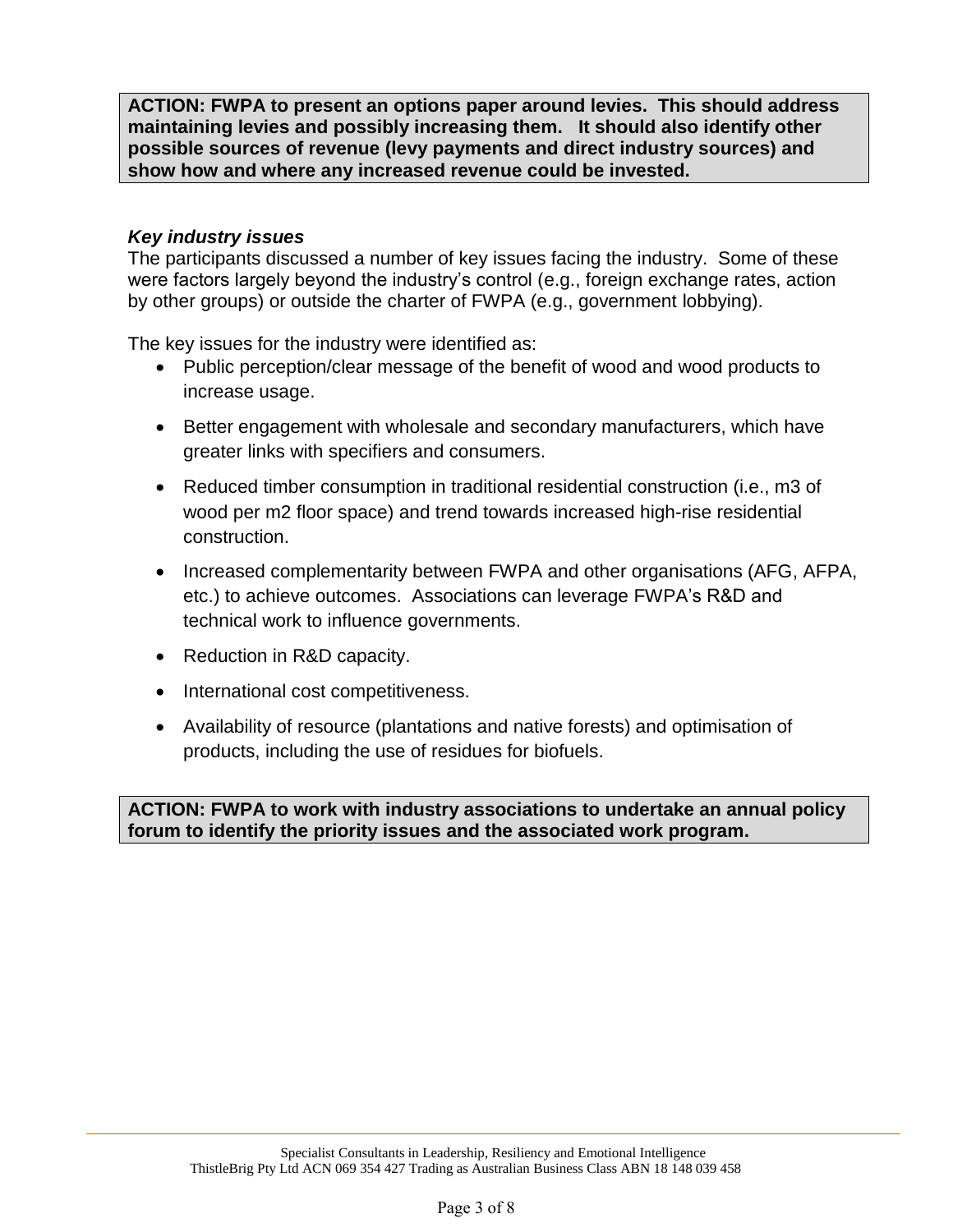**ACTION: FWPA to present an options paper around levies. This should address maintaining levies and possibly increasing them. It should also identify other possible sources of revenue (levy payments and direct industry sources) and show how and where any increased revenue could be invested.**

### *Key industry issues*

The participants discussed a number of key issues facing the industry. Some of these were factors largely beyond the industry's control (e.g., foreign exchange rates, action by other groups) or outside the charter of FWPA (e.g., government lobbying).

The key issues for the industry were identified as:

- Public perception/clear message of the benefit of wood and wood products to increase usage.
- Better engagement with wholesale and secondary manufacturers, which have greater links with specifiers and consumers.
- Reduced timber consumption in traditional residential construction (i.e., m3 of wood per m2 floor space) and trend towards increased high-rise residential construction.
- Increased complementarity between FWPA and other organisations (AFG, AFPA, etc.) to achieve outcomes. Associations can leverage FWPA's R&D and technical work to influence governments.
- Reduction in R&D capacity.
- International cost competitiveness.
- Availability of resource (plantations and native forests) and optimisation of products, including the use of residues for biofuels.

**ACTION: FWPA to work with industry associations to undertake an annual policy forum to identify the priority issues and the associated work program.**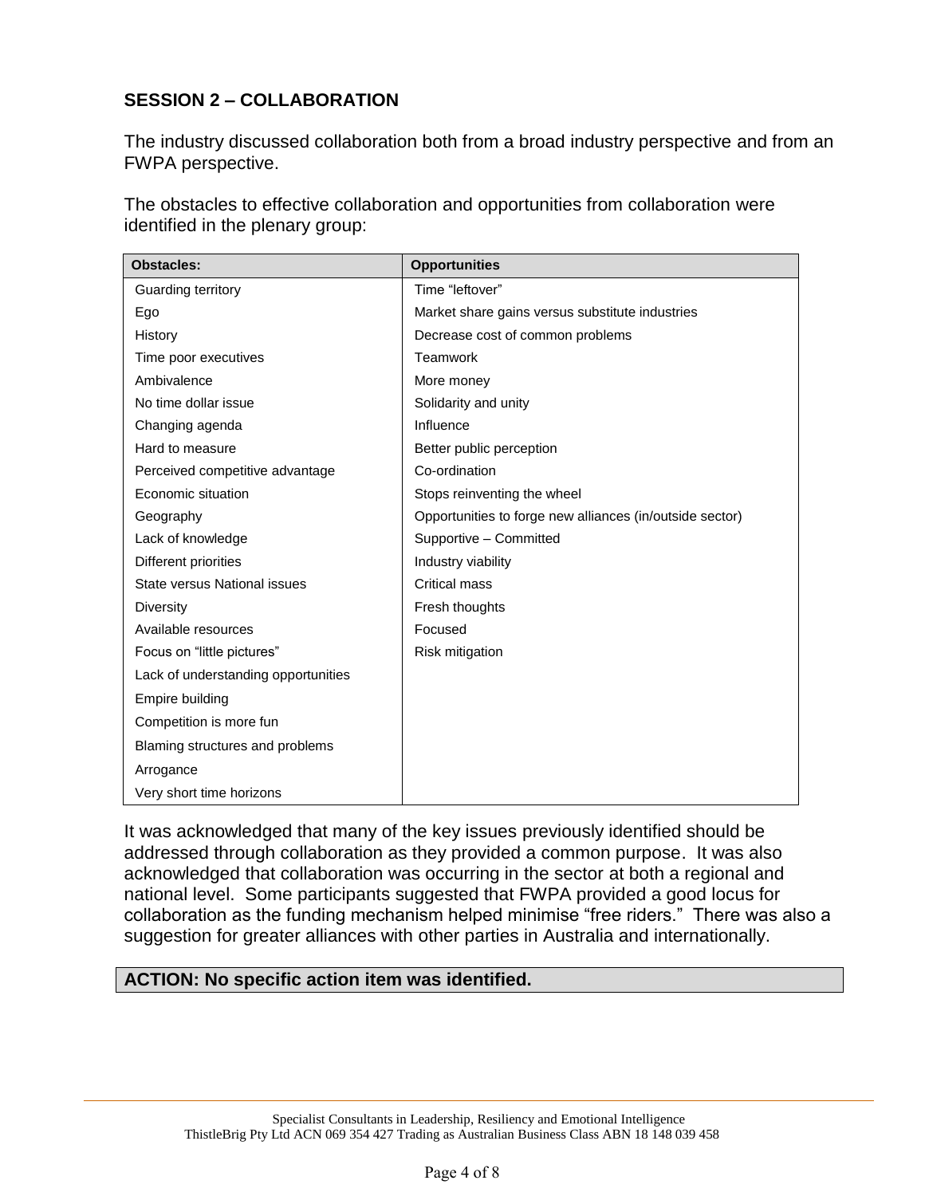## SESSION 2 – COLLABORATION

The industry discussed collaboration both from a broad industry perspective and from an FWPA perspective.

The obstacles to effective collaboration and opportunities from collaboration were identified in the plenary group:

| Obstacles: | Opportunities |
| --- | --- |
| Guarding territory | Time "leftover" |
| Ego | Market share gains versus substitute industries |
| History | Decrease cost of common problems |
| Time poor executives | Teamwork |
| Ambivalence | More money |
| No time dollar issue | Solidarity and unity |
| Changing agenda | Influence |
| Hard to measure | Better public perception |
| Perceived competitive advantage | Co-ordination |
| Economic situation | Stops reinventing the wheel |
| Geography | Opportunities to forge new alliances (in/outside sector) |
| Lack of knowledge | Supportive – Committed |
| Different priorities | Industry viability |
| State versus National issues | Critical mass |
| Diversity | Fresh thoughts |
| Available resources | Focused |
| Focus on "little pictures" | Risk mitigation |
| Lack of understanding opportunities | |
| Empire building | |
| Competition is more fun | |
| Blaming structures and problems | |
| Arrogance | |
| Very short time horizons | |

It was acknowledged that many of the key issues previously identified should be addressed through collaboration as they provided a common purpose. It was also acknowledged that collaboration was occurring in the sector at both a regional and national level. Some participants suggested that FWPA provided a good locus for collaboration as the funding mechanism helped minimise "free riders." There was also a suggestion for greater alliances with other parties in Australia and internationally.

**ACTION: No specific action item was identified.**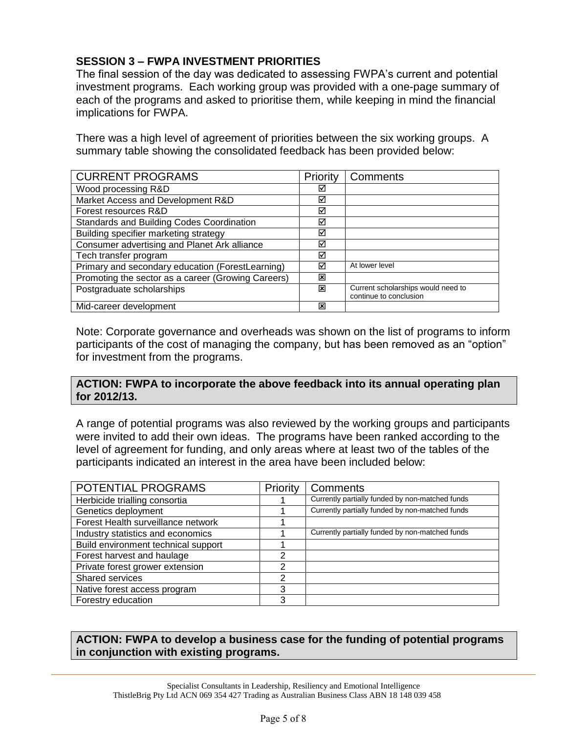## SESSION 3 – FWPA INVESTMENT PRIORITIES

The final session of the day was dedicated to assessing FWPA's current and potential investment programs. Each working group was provided with a one-page summary of each of the programs and asked to prioritise them, while keeping in mind the financial implications for FWPA.

There was a high level of agreement of priorities between the six working groups. A summary table showing the consolidated feedback has been provided below:

| CURRENT PROGRAMS | Priority | Comments |
|---|---|---|
| Wood processing R&D | ☑ | |
| Market Access and Development R&D | ☑ | |
| Forest resources R&D | ☑ | |
| Standards and Building Codes Coordination | ☑ | |
| Building specifier marketing strategy | ☑ | |
| Consumer advertising and Planet Ark alliance | ☑ | |
| Tech transfer program | ☑ | |
| Primary and secondary education (ForestLearning) | ☑ | At lower level |
| Promoting the sector as a career (Growing Careers) | ☒ | |
| Postgraduate scholarships | ☒ | Current scholarships would need to continue to conclusion |
| Mid-career development | ☒ | |

Note: Corporate governance and overheads was shown on the list of programs to inform participants of the cost of managing the company, but has been removed as an "option" for investment from the programs.

**ACTION: FWPA to incorporate the above feedback into its annual operating plan for 2012/13.**

A range of potential programs was also reviewed by the working groups and participants were invited to add their own ideas. The programs have been ranked according to the level of agreement for funding, and only areas where at least two of the tables of the participants indicated an interest in the area have been included below:

| POTENTIAL PROGRAMS | Priority | Comments |
|---|---|---|
| Herbicide trialling consortia | 1 | Currently partially funded by non-matched funds |
| Genetics deployment | 1 | Currently partially funded by non-matched funds |
| Forest Health surveillance network | 1 | |
| Industry statistics and economics | 1 | Currently partially funded by non-matched funds |
| Build environment technical support | 1 | |
| Forest harvest and haulage | 2 | |
| Private forest grower extension | 2 | |
| Shared services | 2 | |
| Native forest access program | 3 | |
| Forestry education | 3 | |

**ACTION: FWPA to develop a business case for the funding of potential programs in conjunction with existing programs.**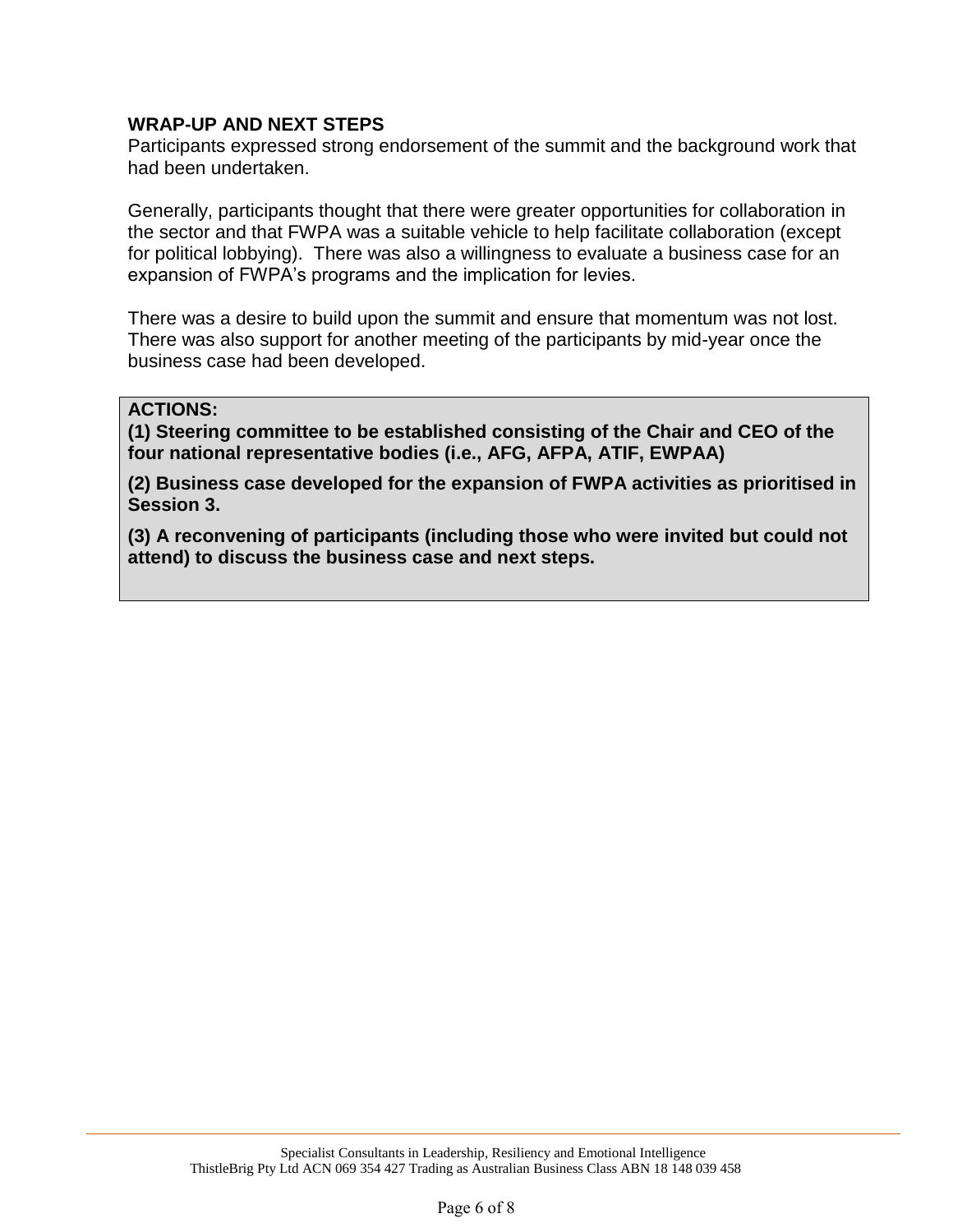## WRAP-UP AND NEXT STEPS

Participants expressed strong endorsement of the summit and the background work that had been undertaken.

Generally, participants thought that there were greater opportunities for collaboration in the sector and that FWPA was a suitable vehicle to help facilitate collaboration (except for political lobbying). There was also a willingness to evaluate a business case for an expansion of FWPA's programs and the implication for levies.

There was a desire to build upon the summit and ensure that momentum was not lost. There was also support for another meeting of the participants by mid-year once the business case had been developed.

**ACTIONS:**

**(1) Steering committee to be established consisting of the Chair and CEO of the four national representative bodies (i.e., AFG, AFPA, ATIF, EWPAA)**

**(2) Business case developed for the expansion of FWPA activities as prioritised in Session 3.**

**(3) A reconvening of participants (including those who were invited but could not attend) to discuss the business case and next steps.**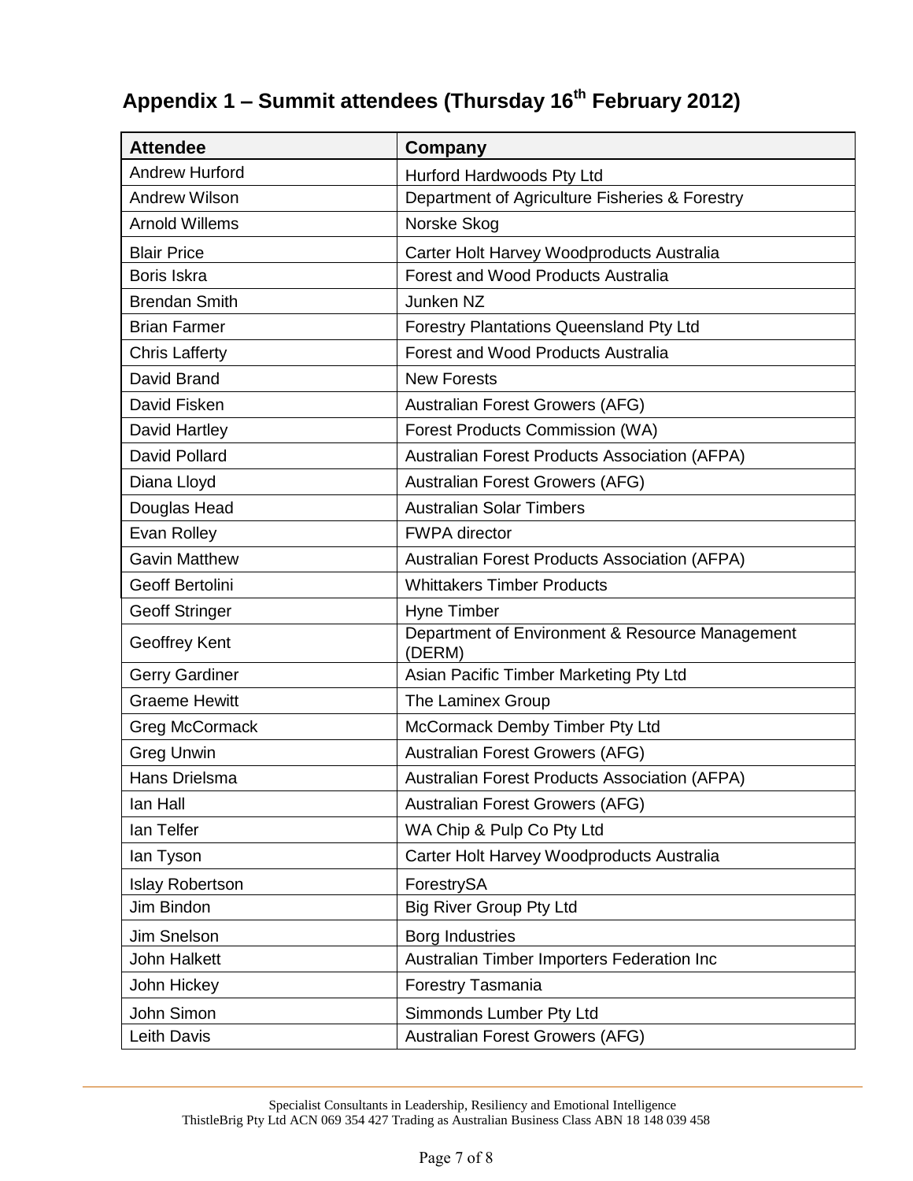## Appendix 1 – Summit attendees (Thursday 16th February 2012)

| Attendee | Company |
|---|---|
| Andrew Hurford | Hurford Hardwoods Pty Ltd |
| Andrew Wilson | Department of Agriculture Fisheries & Forestry |
| Arnold Willems | Norske Skog |
| Blair Price | Carter Holt Harvey Woodproducts Australia |
| Boris Iskra | Forest and Wood Products Australia |
| Brendan Smith | Junken NZ |
| Brian Farmer | Forestry Plantations Queensland Pty Ltd |
| Chris Lafferty | Forest and Wood Products Australia |
| David Brand | New Forests |
| David Fisken | Australian Forest Growers (AFG) |
| David Hartley | Forest Products Commission (WA) |
| David Pollard | Australian Forest Products Association (AFPA) |
| Diana Lloyd | Australian Forest Growers (AFG) |
| Douglas Head | Australian Solar Timbers |
| Evan Rolley | FWPA director |
| Gavin Matthew | Australian Forest Products Association (AFPA) |
| Geoff Bertolini | Whittakers Timber Products |
| Geoff Stringer | Hyne Timber |
| Geoffrey Kent | Department of Environment & Resource Management (DERM) |
| Gerry Gardiner | Asian Pacific Timber Marketing Pty Ltd |
| Graeme Hewitt | The Laminex Group |
| Greg McCormack | McCormack Demby Timber Pty Ltd |
| Greg Unwin | Australian Forest Growers (AFG) |
| Hans Drielsma | Australian Forest Products Association (AFPA) |
| Ian Hall | Australian Forest Growers (AFG) |
| Ian Telfer | WA Chip & Pulp Co Pty Ltd |
| Ian Tyson | Carter Holt Harvey Woodproducts Australia |
| Islay Robertson | ForestrySA |
| Jim Bindon | Big River Group Pty Ltd |
| Jim Snelson | Borg Industries |
| John Halkett | Australian Timber Importers Federation Inc |
| John Hickey | Forestry Tasmania |
| John Simon | Simmonds Lumber Pty Ltd |
| Leith Davis | Australian Forest Growers (AFG) |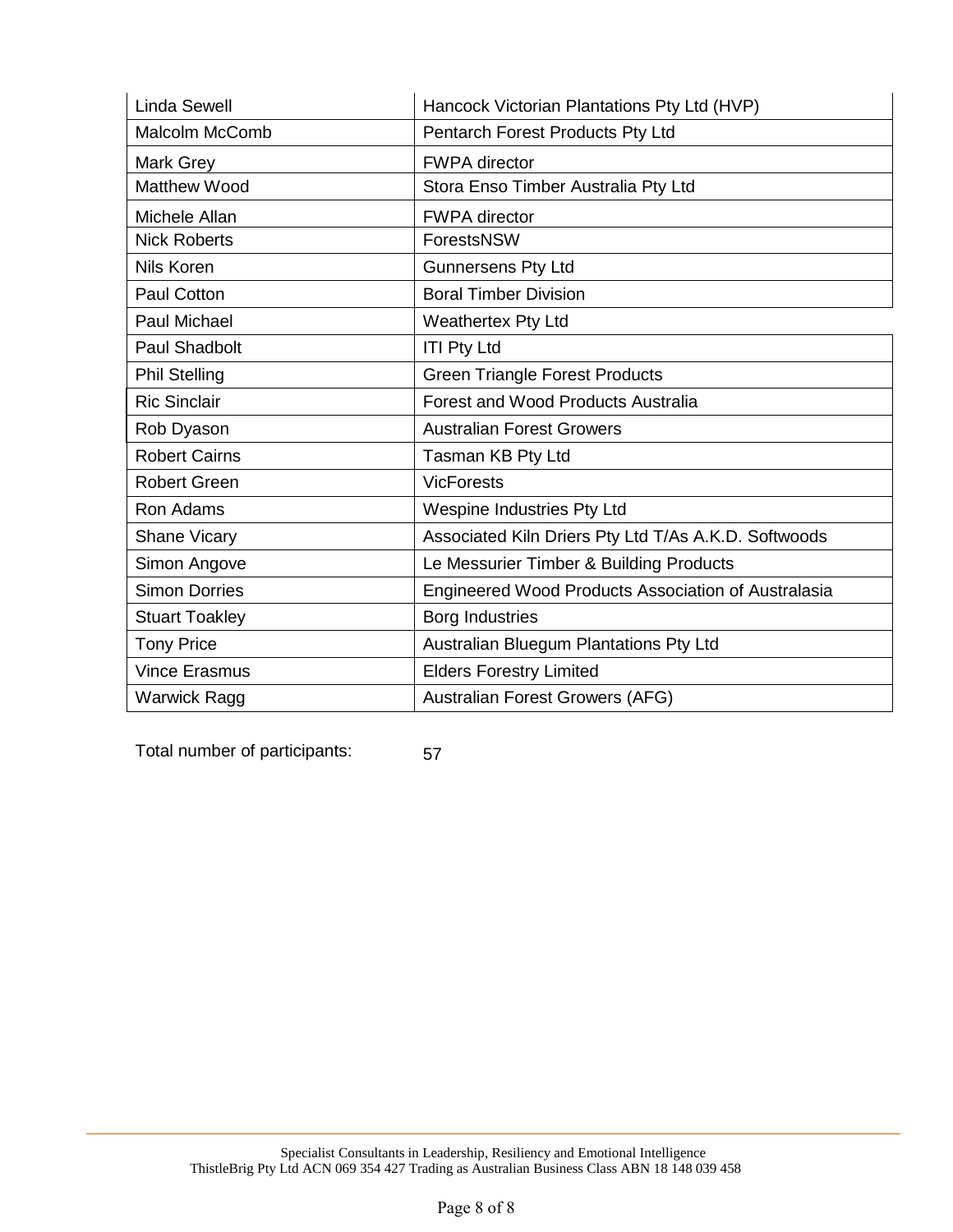| | |
|---|---|
| Linda Sewell | Hancock Victorian Plantations Pty Ltd (HVP) |
| Malcolm McComb | Pentarch Forest Products Pty Ltd |
| Mark Grey | FWPA director |
| Matthew Wood | Stora Enso Timber Australia Pty Ltd |
| Michele Allan | FWPA director |
| Nick Roberts | ForestsNSW |
| Nils Koren | Gunnersens Pty Ltd |
| Paul Cotton | Boral Timber Division |
| Paul Michael | Weathertex Pty Ltd |
| Paul Shadbolt | ITI Pty Ltd |
| Phil Stelling | Green Triangle Forest Products |
| Ric Sinclair | Forest and Wood Products Australia |
| Rob Dyason | Australian Forest Growers |
| Robert Cairns | Tasman KB Pty Ltd |
| Robert Green | VicForests |
| Ron Adams | Wespine Industries Pty Ltd |
| Shane Vicary | Associated Kiln Driers Pty Ltd T/As A.K.D. Softwoods |
| Simon Angove | Le Messurier Timber & Building Products |
| Simon Dorries | Engineered Wood Products Association of Australasia |
| Stuart Toakley | Borg Industries |
| Tony Price | Australian Bluegum Plantations Pty Ltd |
| Vince Erasmus | Elders Forestry Limited |
| Warwick Ragg | Australian Forest Growers (AFG) |

Total number of participants: 57